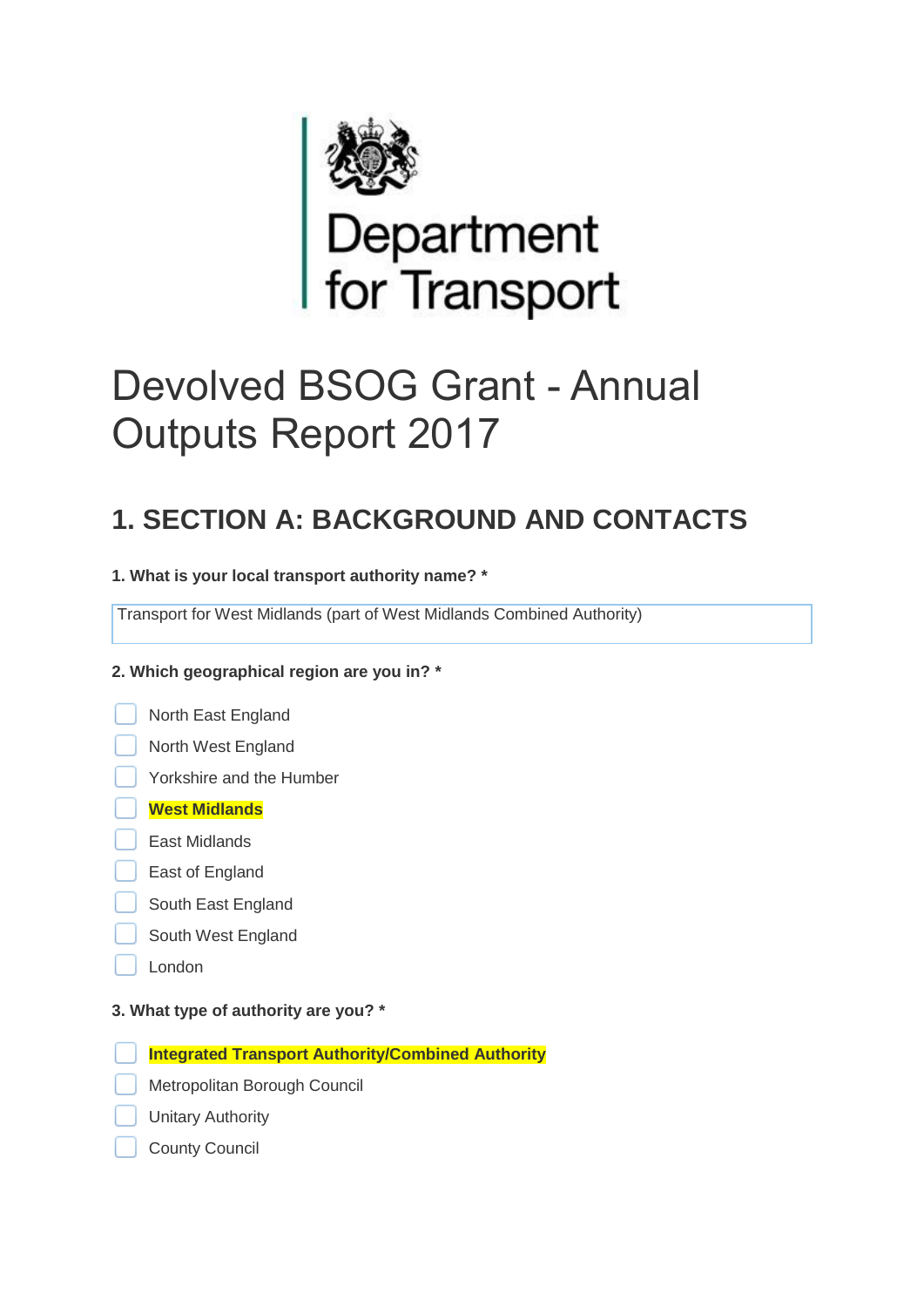Department for Transport

# Devolved BSOG Grant - Annual Outputs Report 2017

## 1. SECTION A: BACKGROUND AND CONTACTS

**1. What is your local transport authority name? ***

Transport for West Midlands (part of West Midlands Combined Authority)

**2. Which geographical region are you in? ***

- [ ] North East England
- [ ] North West England
- [ ] Yorkshire and the Humber
- [ ] **West Midlands**
- [ ] East Midlands
- [ ] East of England
- [ ] South East England
- [ ] South West England
- [ ] London

**3. What type of authority are you? ***

- [ ] **Integrated Transport Authority/Combined Authority**
- [ ] Metropolitan Borough Council
- [ ] Unitary Authority
- [ ] County Council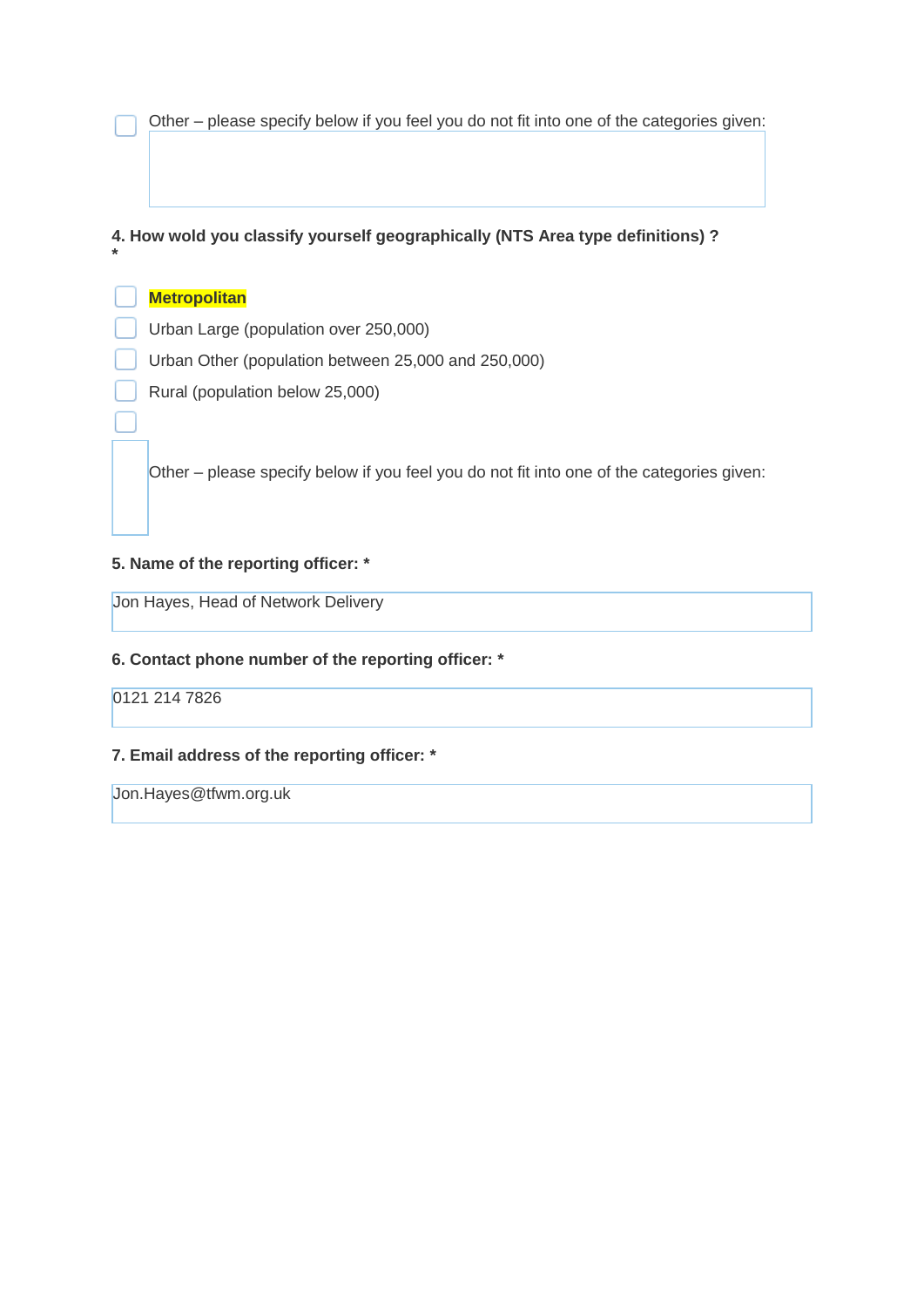- [ ] Other – please specify below if you feel you do not fit into one of the categories given:

**4. How wold you classify yourself geographically (NTS Area type definitions) ? \***

- [ ] **Metropolitan**
- [ ] Urban Large (population over 250,000)
- [ ] Urban Other (population between 25,000 and 250,000)
- [ ] Rural (population below 25,000)
- [ ] Other – please specify below if you feel you do not fit into one of the categories given:

**5. Name of the reporting officer: \***

Jon Hayes, Head of Network Delivery

**6. Contact phone number of the reporting officer: \***

0121 214 7826

**7. Email address of the reporting officer: \***

Jon.Hayes@tfwm.org.uk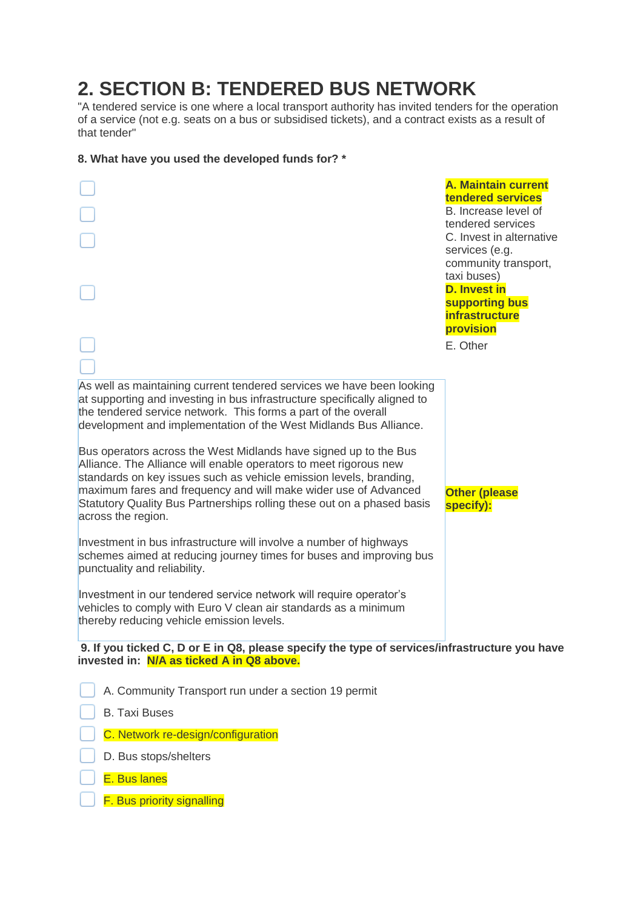# 2. SECTION B: TENDERED BUS NETWORK

"A tendered service is one where a local transport authority has invited tenders for the operation of a service (not e.g. seats on a bus or subsidised tickets), and a contract exists as a result of that tender"

**8. What have you used the developed funds for? \***

- [ ] **A. Maintain current tendered services**
- [ ] B. Increase level of tendered services
- [ ] C. Invest in alternative services (e.g. community transport, taxi buses)
- [ ] **D. Invest in supporting bus infrastructure provision**
- [ ] E. Other
- [ ] **Other (please specify):**

As well as maintaining current tendered services we have been looking at supporting and investing in bus infrastructure specifically aligned to the tendered service network. This forms a part of the overall development and implementation of the West Midlands Bus Alliance.

Bus operators across the West Midlands have signed up to the Bus Alliance. The Alliance will enable operators to meet rigorous new standards on key issues such as vehicle emission levels, branding, maximum fares and frequency and will make wider use of Advanced Statutory Quality Bus Partnerships rolling these out on a phased basis across the region.

Investment in bus infrastructure will involve a number of highways schemes aimed at reducing journey times for buses and improving bus punctuality and reliability.

Investment in our tendered service network will require operator's vehicles to comply with Euro V clean air standards as a minimum thereby reducing vehicle emission levels.

**9. If you ticked C, D or E in Q8, please specify the type of services/infrastructure you have invested in: N/A as ticked A in Q8 above.**

- [ ] A. Community Transport run under a section 19 permit
- [ ] B. Taxi Buses
- [ ] C. Network re-design/configuration
- [ ] D. Bus stops/shelters
- [ ] E. Bus lanes
- [ ] F. Bus priority signalling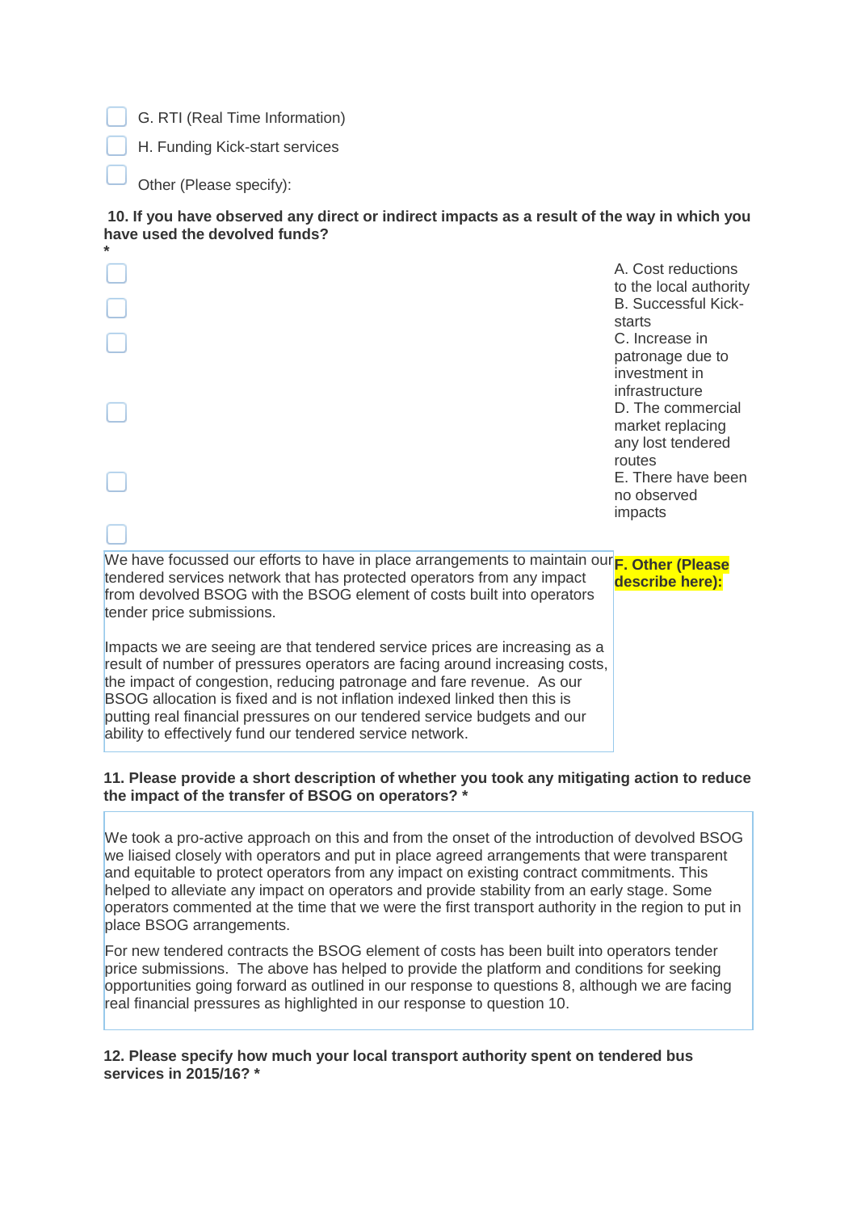- [ ] G. RTI (Real Time Information)
- [ ] H. Funding Kick-start services
- [ ] Other (Please specify):

**10. If you have observed any direct or indirect impacts as a result of the way in which you have used the devolved funds?**
**\***

- [ ] A. Cost reductions to the local authority
- [ ] B. Successful Kick-starts
- [ ] C. Increase in patronage due to investment in infrastructure
- [ ] D. The commercial market replacing any lost tendered routes
- [ ] E. There have been no observed impacts
- [ ] **F. Other (Please describe here):**

We have focussed our efforts to have in place arrangements to maintain our tendered services network that has protected operators from any impact from devolved BSOG with the BSOG element of costs built into operators tender price submissions.

Impacts we are seeing are that tendered service prices are increasing as a result of number of pressures operators are facing around increasing costs, the impact of congestion, reducing patronage and fare revenue. As our BSOG allocation is fixed and is not inflation indexed linked then this is putting real financial pressures on our tendered service budgets and our ability to effectively fund our tendered service network.

**11. Please provide a short description of whether you took any mitigating action to reduce the impact of the transfer of BSOG on operators? \***

We took a pro-active approach on this and from the onset of the introduction of devolved BSOG we liaised closely with operators and put in place agreed arrangements that were transparent and equitable to protect operators from any impact on existing contract commitments. This helped to alleviate any impact on operators and provide stability from an early stage. Some operators commented at the time that we were the first transport authority in the region to put in place BSOG arrangements.

For new tendered contracts the BSOG element of costs has been built into operators tender price submissions. The above has helped to provide the platform and conditions for seeking opportunities going forward as outlined in our response to questions 8, although we are facing real financial pressures as highlighted in our response to question 10.

**12. Please specify how much your local transport authority spent on tendered bus services in 2015/16? \***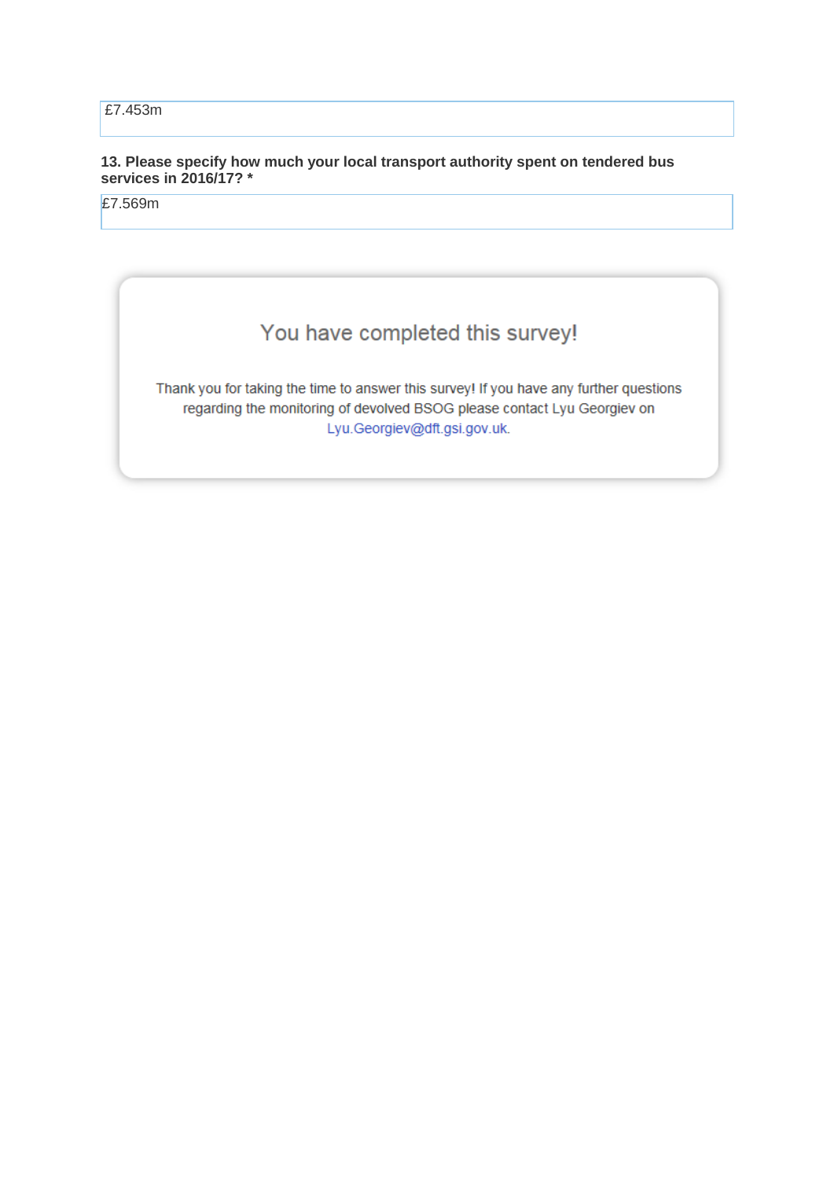£7.453m

**13. Please specify how much your local transport authority spent on tendered bus services in 2016/17? ***

£7.569m

## You have completed this survey!

Thank you for taking the time to answer this survey! If you have any further questions regarding the monitoring of devolved BSOG please contact Lyu Georgiev on Lyu.Georgiev@dft.gsi.gov.uk.